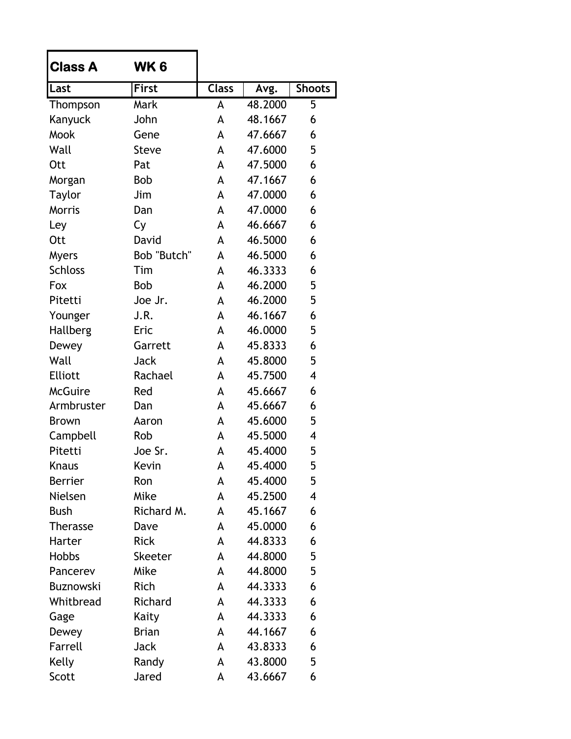**Class A WK 6**

| Last | First | Class | Avg. | Shoots |
|---|---|---|---|---|
| Thompson | Mark | A | 48.2000 | 5 |
| Kanyuck | John | A | 48.1667 | 6 |
| Mook | Gene | A | 47.6667 | 6 |
| Wall | Steve | A | 47.6000 | 5 |
| Ott | Pat | A | 47.5000 | 6 |
| Morgan | Bob | A | 47.1667 | 6 |
| Taylor | Jim | A | 47.0000 | 6 |
| Morris | Dan | A | 47.0000 | 6 |
| Ley | Cy | A | 46.6667 | 6 |
| Ott | David | A | 46.5000 | 6 |
| Myers | Bob "Butch" | A | 46.5000 | 6 |
| Schloss | Tim | A | 46.3333 | 6 |
| Fox | Bob | A | 46.2000 | 5 |
| Pitetti | Joe Jr. | A | 46.2000 | 5 |
| Younger | J.R. | A | 46.1667 | 6 |
| Hallberg | Eric | A | 46.0000 | 5 |
| Dewey | Garrett | A | 45.8333 | 6 |
| Wall | Jack | A | 45.8000 | 5 |
| Elliott | Rachael | A | 45.7500 | 4 |
| McGuire | Red | A | 45.6667 | 6 |
| Armbruster | Dan | A | 45.6667 | 6 |
| Brown | Aaron | A | 45.6000 | 5 |
| Campbell | Rob | A | 45.5000 | 4 |
| Pitetti | Joe Sr. | A | 45.4000 | 5 |
| Knaus | Kevin | A | 45.4000 | 5 |
| Berrier | Ron | A | 45.4000 | 5 |
| Nielsen | Mike | A | 45.2500 | 4 |
| Bush | Richard M. | A | 45.1667 | 6 |
| Therasse | Dave | A | 45.0000 | 6 |
| Harter | Rick | A | 44.8333 | 6 |
| Hobbs | Skeeter | A | 44.8000 | 5 |
| Pancerev | Mike | A | 44.8000 | 5 |
| Buznowski | Rich | A | 44.3333 | 6 |
| Whitbread | Richard | A | 44.3333 | 6 |
| Gage | Kaity | A | 44.3333 | 6 |
| Dewey | Brian | A | 44.1667 | 6 |
| Farrell | Jack | A | 43.8333 | 6 |
| Kelly | Randy | A | 43.8000 | 5 |
| Scott | Jared | A | 43.6667 | 6 |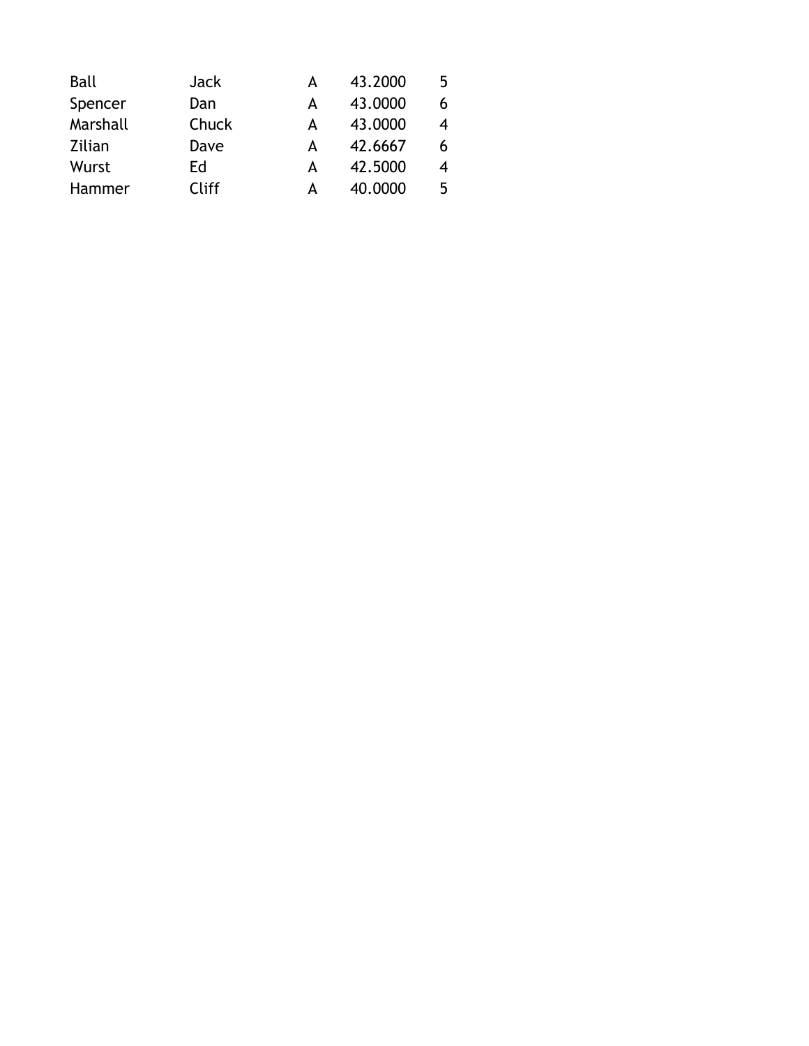| | | | | |
|---|---|---|---|---|
| Ball | Jack | A | 43.2000 | 5 |
| Spencer | Dan | A | 43.0000 | 6 |
| Marshall | Chuck | A | 43.0000 | 4 |
| Zilian | Dave | A | 42.6667 | 6 |
| Wurst | Ed | A | 42.5000 | 4 |
| Hammer | Cliff | A | 40.0000 | 5 |